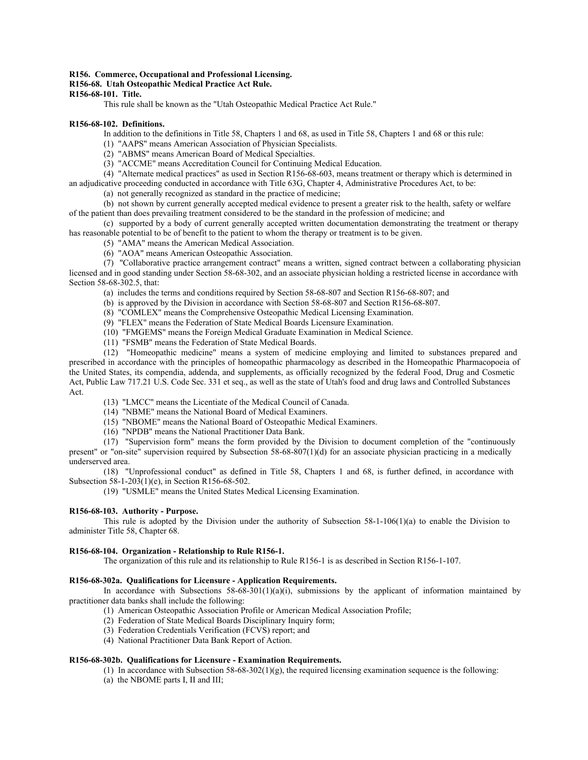**R156. Commerce, Occupational and Professional Licensing.**

**R156-68. Utah Osteopathic Medical Practice Act Rule.**

**R156-68-101. Title.**

This rule shall be known as the "Utah Osteopathic Medical Practice Act Rule."

**R156-68-102. Definitions.**

In addition to the definitions in Title 58, Chapters 1 and 68, as used in Title 58, Chapters 1 and 68 or this rule:

(1) "AAPS" means American Association of Physician Specialists.

(2) "ABMS" means American Board of Medical Specialties.

(3) "ACCME" means Accreditation Council for Continuing Medical Education.

(4) "Alternate medical practices" as used in Section R156-68-603, means treatment or therapy which is determined in an adjudicative proceeding conducted in accordance with Title 63G, Chapter 4, Administrative Procedures Act, to be:

(a) not generally recognized as standard in the practice of medicine;

(b) not shown by current generally accepted medical evidence to present a greater risk to the health, safety or welfare of the patient than does prevailing treatment considered to be the standard in the profession of medicine; and

(c) supported by a body of current generally accepted written documentation demonstrating the treatment or therapy has reasonable potential to be of benefit to the patient to whom the therapy or treatment is to be given.

(5) "AMA" means the American Medical Association.

(6) "AOA" means American Osteopathic Association.

(7) "Collaborative practice arrangement contract" means a written, signed contract between a collaborating physician licensed and in good standing under Section 58-68-302, and an associate physician holding a restricted license in accordance with Section 58-68-302.5, that:

(a) includes the terms and conditions required by Section 58-68-807 and Section R156-68-807; and

(b) is approved by the Division in accordance with Section 58-68-807 and Section R156-68-807.

(8) "COMLEX" means the Comprehensive Osteopathic Medical Licensing Examination.

(9) "FLEX" means the Federation of State Medical Boards Licensure Examination.

(10) "FMGEMS" means the Foreign Medical Graduate Examination in Medical Science.

(11) "FSMB" means the Federation of State Medical Boards.

(12) "Homeopathic medicine" means a system of medicine employing and limited to substances prepared and prescribed in accordance with the principles of homeopathic pharmacology as described in the Homeopathic Pharmacopoeia of the United States, its compendia, addenda, and supplements, as officially recognized by the federal Food, Drug and Cosmetic Act, Public Law 717.21 U.S. Code Sec. 331 et seq., as well as the state of Utah's food and drug laws and Controlled Substances Act.

(13) "LMCC" means the Licentiate of the Medical Council of Canada.

(14) "NBME" means the National Board of Medical Examiners.

(15) "NBOME" means the National Board of Osteopathic Medical Examiners.

(16) "NPDB" means the National Practitioner Data Bank.

(17) "Supervision form" means the form provided by the Division to document completion of the "continuously present" or "on-site" supervision required by Subsection 58-68-807(1)(d) for an associate physician practicing in a medically underserved area.

(18) "Unprofessional conduct" as defined in Title 58, Chapters 1 and 68, is further defined, in accordance with Subsection 58-1-203(1)(e), in Section R156-68-502.

(19) "USMLE" means the United States Medical Licensing Examination.

**R156-68-103. Authority - Purpose.**

This rule is adopted by the Division under the authority of Subsection 58-1-106(1)(a) to enable the Division to administer Title 58, Chapter 68.

**R156-68-104. Organization - Relationship to Rule R156-1.**

The organization of this rule and its relationship to Rule R156-1 is as described in Section R156-1-107.

**R156-68-302a. Qualifications for Licensure - Application Requirements.**

In accordance with Subsections 58-68-301(1)(a)(i), submissions by the applicant of information maintained by practitioner data banks shall include the following:

(1) American Osteopathic Association Profile or American Medical Association Profile;

(2) Federation of State Medical Boards Disciplinary Inquiry form;

(3) Federation Credentials Verification (FCVS) report; and

(4) National Practitioner Data Bank Report of Action.

**R156-68-302b. Qualifications for Licensure - Examination Requirements.**

(1) In accordance with Subsection 58-68-302(1)(g), the required licensing examination sequence is the following:

(a) the NBOME parts I, II and III;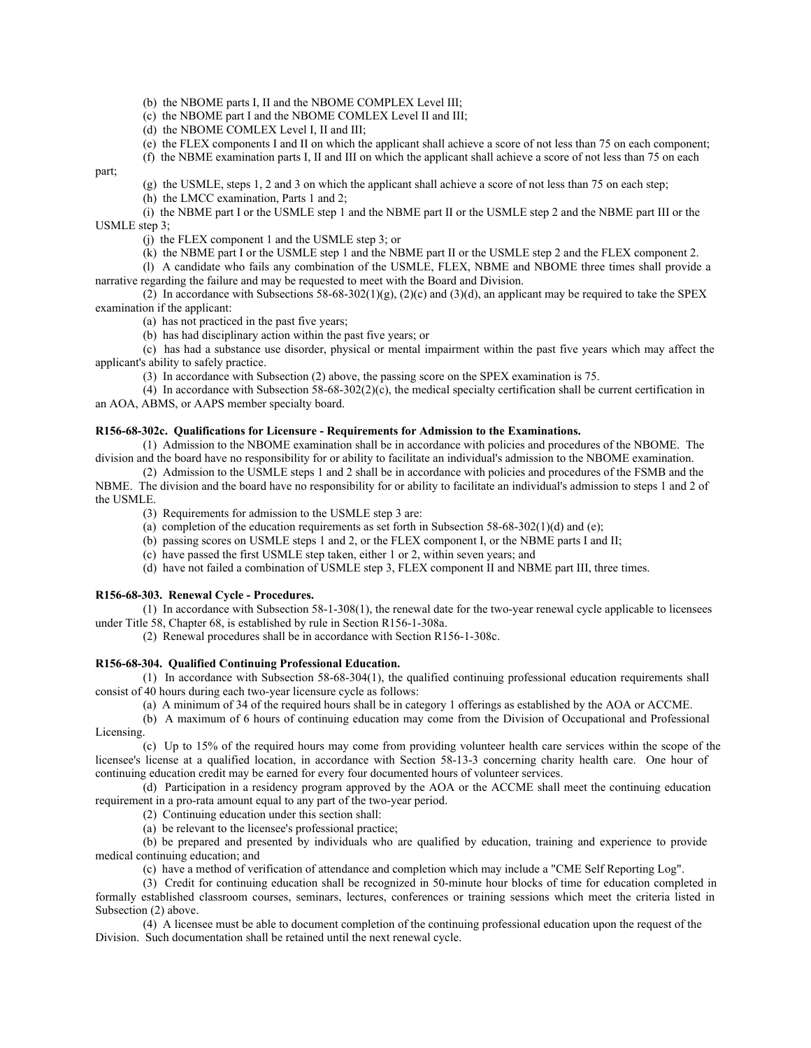(b) the NBOME parts I, II and the NBOME COMPLEX Level III;

(c) the NBOME part I and the NBOME COMLEX Level II and III;

(d) the NBOME COMLEX Level I, II and III;

(e) the FLEX components I and II on which the applicant shall achieve a score of not less than 75 on each component;

(f) the NBME examination parts I, II and III on which the applicant shall achieve a score of not less than 75 on each part;

(g) the USMLE, steps 1, 2 and 3 on which the applicant shall achieve a score of not less than 75 on each step;

(h) the LMCC examination, Parts 1 and 2;

(i) the NBME part I or the USMLE step 1 and the NBME part II or the USMLE step 2 and the NBME part III or the USMLE step 3;

(j) the FLEX component 1 and the USMLE step 3; or

(k) the NBME part I or the USMLE step 1 and the NBME part II or the USMLE step 2 and the FLEX component 2.

(l) A candidate who fails any combination of the USMLE, FLEX, NBME and NBOME three times shall provide a narrative regarding the failure and may be requested to meet with the Board and Division.

(2) In accordance with Subsections 58-68-302(1)(g), (2)(c) and (3)(d), an applicant may be required to take the SPEX examination if the applicant:

(a) has not practiced in the past five years;

(b) has had disciplinary action within the past five years; or

(c) has had a substance use disorder, physical or mental impairment within the past five years which may affect the applicant's ability to safely practice.

(3) In accordance with Subsection (2) above, the passing score on the SPEX examination is 75.

(4) In accordance with Subsection 58-68-302(2)(c), the medical specialty certification shall be current certification in an AOA, ABMS, or AAPS member specialty board.

**R156-68-302c. Qualifications for Licensure - Requirements for Admission to the Examinations.**

(1) Admission to the NBOME examination shall be in accordance with policies and procedures of the NBOME. The division and the board have no responsibility for or ability to facilitate an individual's admission to the NBOME examination.

(2) Admission to the USMLE steps 1 and 2 shall be in accordance with policies and procedures of the FSMB and the NBME. The division and the board have no responsibility for or ability to facilitate an individual's admission to steps 1 and 2 of the USMLE.

(3) Requirements for admission to the USMLE step 3 are:

(a) completion of the education requirements as set forth in Subsection 58-68-302(1)(d) and (e);

(b) passing scores on USMLE steps 1 and 2, or the FLEX component I, or the NBME parts I and II;

(c) have passed the first USMLE step taken, either 1 or 2, within seven years; and

(d) have not failed a combination of USMLE step 3, FLEX component II and NBME part III, three times.

**R156-68-303. Renewal Cycle - Procedures.**

(1) In accordance with Subsection 58-1-308(1), the renewal date for the two-year renewal cycle applicable to licensees under Title 58, Chapter 68, is established by rule in Section R156-1-308a.

(2) Renewal procedures shall be in accordance with Section R156-1-308c.

**R156-68-304. Qualified Continuing Professional Education.**

(1) In accordance with Subsection 58-68-304(1), the qualified continuing professional education requirements shall consist of 40 hours during each two-year licensure cycle as follows:

(a) A minimum of 34 of the required hours shall be in category 1 offerings as established by the AOA or ACCME.

(b) A maximum of 6 hours of continuing education may come from the Division of Occupational and Professional Licensing.

(c) Up to 15% of the required hours may come from providing volunteer health care services within the scope of the licensee's license at a qualified location, in accordance with Section 58-13-3 concerning charity health care. One hour of continuing education credit may be earned for every four documented hours of volunteer services.

(d) Participation in a residency program approved by the AOA or the ACCME shall meet the continuing education requirement in a pro-rata amount equal to any part of the two-year period.

(2) Continuing education under this section shall:

(a) be relevant to the licensee's professional practice;

(b) be prepared and presented by individuals who are qualified by education, training and experience to provide medical continuing education; and

(c) have a method of verification of attendance and completion which may include a "CME Self Reporting Log".

(3) Credit for continuing education shall be recognized in 50-minute hour blocks of time for education completed in formally established classroom courses, seminars, lectures, conferences or training sessions which meet the criteria listed in Subsection (2) above.

(4) A licensee must be able to document completion of the continuing professional education upon the request of the Division. Such documentation shall be retained until the next renewal cycle.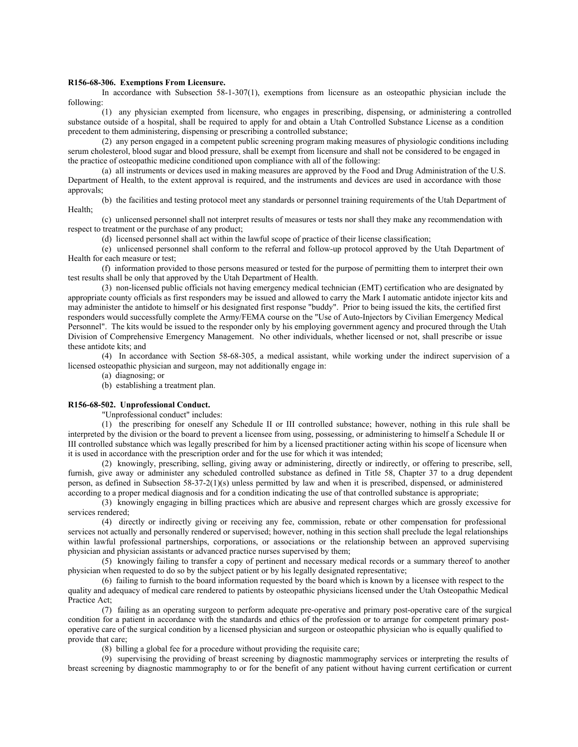**R156-68-306. Exemptions From Licensure.**

In accordance with Subsection 58-1-307(1), exemptions from licensure as an osteopathic physician include the following:

(1) any physician exempted from licensure, who engages in prescribing, dispensing, or administering a controlled substance outside of a hospital, shall be required to apply for and obtain a Utah Controlled Substance License as a condition precedent to them administering, dispensing or prescribing a controlled substance;

(2) any person engaged in a competent public screening program making measures of physiologic conditions including serum cholesterol, blood sugar and blood pressure, shall be exempt from licensure and shall not be considered to be engaged in the practice of osteopathic medicine conditioned upon compliance with all of the following:

(a) all instruments or devices used in making measures are approved by the Food and Drug Administration of the U.S. Department of Health, to the extent approval is required, and the instruments and devices are used in accordance with those approvals;

(b) the facilities and testing protocol meet any standards or personnel training requirements of the Utah Department of Health;

(c) unlicensed personnel shall not interpret results of measures or tests nor shall they make any recommendation with respect to treatment or the purchase of any product;

(d) licensed personnel shall act within the lawful scope of practice of their license classification;

(e) unlicensed personnel shall conform to the referral and follow-up protocol approved by the Utah Department of Health for each measure or test;

(f) information provided to those persons measured or tested for the purpose of permitting them to interpret their own test results shall be only that approved by the Utah Department of Health.

(3) non-licensed public officials not having emergency medical technician (EMT) certification who are designated by appropriate county officials as first responders may be issued and allowed to carry the Mark I automatic antidote injector kits and may administer the antidote to himself or his designated first response "buddy". Prior to being issued the kits, the certified first responders would successfully complete the Army/FEMA course on the "Use of Auto-Injectors by Civilian Emergency Medical Personnel". The kits would be issued to the responder only by his employing government agency and procured through the Utah Division of Comprehensive Emergency Management. No other individuals, whether licensed or not, shall prescribe or issue these antidote kits; and

(4) In accordance with Section 58-68-305, a medical assistant, while working under the indirect supervision of a licensed osteopathic physician and surgeon, may not additionally engage in:

(a) diagnosing; or

(b) establishing a treatment plan.

**R156-68-502. Unprofessional Conduct.**

"Unprofessional conduct" includes:

(1) the prescribing for oneself any Schedule II or III controlled substance; however, nothing in this rule shall be interpreted by the division or the board to prevent a licensee from using, possessing, or administering to himself a Schedule II or III controlled substance which was legally prescribed for him by a licensed practitioner acting within his scope of licensure when it is used in accordance with the prescription order and for the use for which it was intended;

(2) knowingly, prescribing, selling, giving away or administering, directly or indirectly, or offering to prescribe, sell, furnish, give away or administer any scheduled controlled substance as defined in Title 58, Chapter 37 to a drug dependent person, as defined in Subsection 58-37-2(1)(s) unless permitted by law and when it is prescribed, dispensed, or administered according to a proper medical diagnosis and for a condition indicating the use of that controlled substance is appropriate;

(3) knowingly engaging in billing practices which are abusive and represent charges which are grossly excessive for services rendered;

(4) directly or indirectly giving or receiving any fee, commission, rebate or other compensation for professional services not actually and personally rendered or supervised; however, nothing in this section shall preclude the legal relationships within lawful professional partnerships, corporations, or associations or the relationship between an approved supervising physician and physician assistants or advanced practice nurses supervised by them;

(5) knowingly failing to transfer a copy of pertinent and necessary medical records or a summary thereof to another physician when requested to do so by the subject patient or by his legally designated representative;

(6) failing to furnish to the board information requested by the board which is known by a licensee with respect to the quality and adequacy of medical care rendered to patients by osteopathic physicians licensed under the Utah Osteopathic Medical Practice Act;

(7) failing as an operating surgeon to perform adequate pre-operative and primary post-operative care of the surgical condition for a patient in accordance with the standards and ethics of the profession or to arrange for competent primary post-operative care of the surgical condition by a licensed physician and surgeon or osteopathic physician who is equally qualified to provide that care;

(8) billing a global fee for a procedure without providing the requisite care;

(9) supervising the providing of breast screening by diagnostic mammography services or interpreting the results of breast screening by diagnostic mammography to or for the benefit of any patient without having current certification or current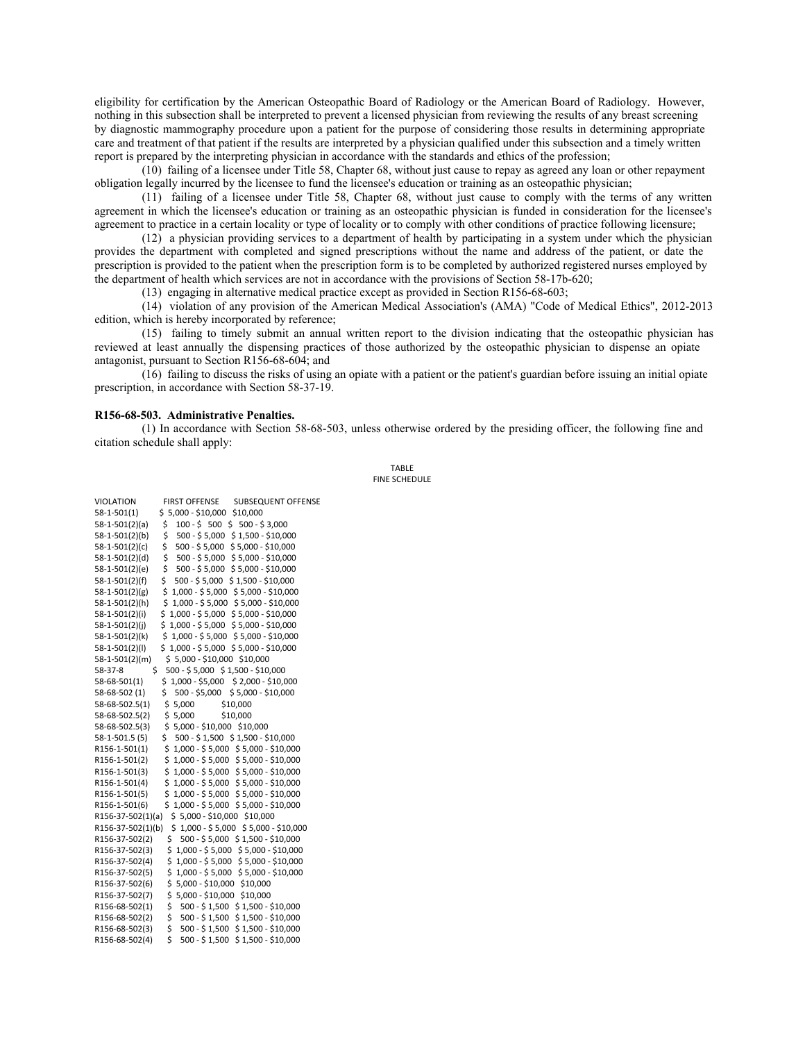eligibility for certification by the American Osteopathic Board of Radiology or the American Board of Radiology. However, nothing in this subsection shall be interpreted to prevent a licensed physician from reviewing the results of any breast screening by diagnostic mammography procedure upon a patient for the purpose of considering those results in determining appropriate care and treatment of that patient if the results are interpreted by a physician qualified under this subsection and a timely written report is prepared by the interpreting physician in accordance with the standards and ethics of the profession;

(10) failing of a licensee under Title 58, Chapter 68, without just cause to repay as agreed any loan or other repayment obligation legally incurred by the licensee to fund the licensee's education or training as an osteopathic physician;

(11) failing of a licensee under Title 58, Chapter 68, without just cause to comply with the terms of any written agreement in which the licensee's education or training as an osteopathic physician is funded in consideration for the licensee's agreement to practice in a certain locality or type of locality or to comply with other conditions of practice following licensure;

(12) a physician providing services to a department of health by participating in a system under which the physician provides the department with completed and signed prescriptions without the name and address of the patient, or date the prescription is provided to the patient when the prescription form is to be completed by authorized registered nurses employed by the department of health which services are not in accordance with the provisions of Section 58-17b-620;

(13) engaging in alternative medical practice except as provided in Section R156-68-603;

(14) violation of any provision of the American Medical Association's (AMA) "Code of Medical Ethics", 2012-2013 edition, which is hereby incorporated by reference;

(15) failing to timely submit an annual written report to the division indicating that the osteopathic physician has reviewed at least annually the dispensing practices of those authorized by the osteopathic physician to dispense an opiate antagonist, pursuant to Section R156-68-604; and

(16) failing to discuss the risks of using an opiate with a patient or the patient's guardian before issuing an initial opiate prescription, in accordance with Section 58-37-19.

**R156-68-503. Administrative Penalties.**

(1) In accordance with Section 58-68-503, unless otherwise ordered by the presiding officer, the following fine and citation schedule shall apply:

TABLE
FINE SCHEDULE

| VIOLATION | FIRST OFFENSE | SUBSEQUENT OFFENSE |
|---|---|---|
| 58-1-501(1) | $ 5,000 - $10,000 | $10,000 |
| 58-1-501(2)(a) | $ 100 - $ 500 | $ 500 - $ 3,000 |
| 58-1-501(2)(b) | $ 500 - $ 5,000 | $ 1,500 - $10,000 |
| 58-1-501(2)(c) | $ 500 - $ 5,000 | $ 5,000 - $10,000 |
| 58-1-501(2)(d) | $ 500 - $ 5,000 | $ 5,000 - $10,000 |
| 58-1-501(2)(e) | $ 500 - $ 5,000 | $ 5,000 - $10,000 |
| 58-1-501(2)(f) | $ 500 - $ 5,000 | $ 1,500 - $10,000 |
| 58-1-501(2)(g) | $ 1,000 - $ 5,000 | $ 5,000 - $10,000 |
| 58-1-501(2)(h) | $ 1,000 - $ 5,000 | $ 5,000 - $10,000 |
| 58-1-501(2)(i) | $ 1,000 - $ 5,000 | $ 5,000 - $10,000 |
| 58-1-501(2)(j) | $ 1,000 - $ 5,000 | $ 5,000 - $10,000 |
| 58-1-501(2)(k) | $ 1,000 - $ 5,000 | $ 5,000 - $10,000 |
| 58-1-501(2)(l) | $ 1,000 - $ 5,000 | $ 5,000 - $10,000 |
| 58-1-501(2)(m) | $ 5,000 - $10,000 | $10,000 |
| 58-37-8 | $ 500 - $ 5,000 | $ 1,500 - $10,000 |
| 58-68-501(1) | $ 1,000 - $5,000 | $ 2,000 - $10,000 |
| 58-68-502 (1) | $ 500 - $5,000 | $ 5,000 - $10,000 |
| 58-68-502.5(1) | $ 5,000 | $10,000 |
| 58-68-502.5(2) | $ 5,000 | $10,000 |
| 58-68-502.5(3) | $ 5,000 - $10,000 | $10,000 |
| 58-1-501.5 (5) | $ 500 - $ 1,500 | $ 1,500 - $10,000 |
| R156-1-501(1) | $ 1,000 - $ 5,000 | $ 5,000 - $10,000 |
| R156-1-501(2) | $ 1,000 - $ 5,000 | $ 5,000 - $10,000 |
| R156-1-501(3) | $ 1,000 - $ 5,000 | $ 5,000 - $10,000 |
| R156-1-501(4) | $ 1,000 - $ 5,000 | $ 5,000 - $10,000 |
| R156-1-501(5) | $ 1,000 - $ 5,000 | $ 5,000 - $10,000 |
| R156-1-501(6) | $ 1,000 - $ 5,000 | $ 5,000 - $10,000 |
| R156-37-502(1)(a) | $ 5,000 - $10,000 | $10,000 |
| R156-37-502(1)(b) | $ 1,000 - $ 5,000 | $ 5,000 - $10,000 |
| R156-37-502(2) | $ 500 - $ 5,000 | $ 1,500 - $10,000 |
| R156-37-502(3) | $ 1,000 - $ 5,000 | $ 5,000 - $10,000 |
| R156-37-502(4) | $ 1,000 - $ 5,000 | $ 5,000 - $10,000 |
| R156-37-502(5) | $ 1,000 - $ 5,000 | $ 5,000 - $10,000 |
| R156-37-502(6) | $ 5,000 - $10,000 | $10,000 |
| R156-37-502(7) | $ 5,000 - $10,000 | $10,000 |
| R156-68-502(1) | $ 500 - $ 1,500 | $ 1,500 - $10,000 |
| R156-68-502(2) | $ 500 - $ 1,500 | $ 1,500 - $10,000 |
| R156-68-502(3) | $ 500 - $ 1,500 | $ 1,500 - $10,000 |
| R156-68-502(4) | $ 500 - $ 1,500 | $ 1,500 - $10,000 |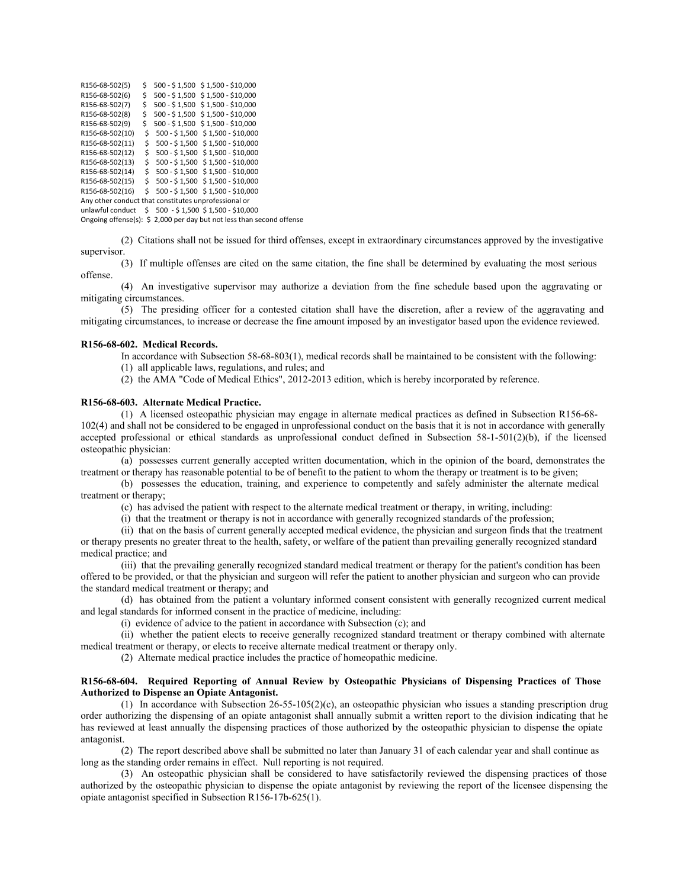| | | |
|---|---|---|
| R156-68-502(5) | \$ 500 - \$ 1,500 | \$ 1,500 - \$10,000 |
| R156-68-502(6) | \$ 500 - \$ 1,500 | \$ 1,500 - \$10,000 |
| R156-68-502(7) | \$ 500 - \$ 1,500 | \$ 1,500 - \$10,000 |
| R156-68-502(8) | \$ 500 - \$ 1,500 | \$ 1,500 - \$10,000 |
| R156-68-502(9) | \$ 500 - \$ 1,500 | \$ 1,500 - \$10,000 |
| R156-68-502(10) | \$ 500 - \$ 1,500 | \$ 1,500 - \$10,000 |
| R156-68-502(11) | \$ 500 - \$ 1,500 | \$ 1,500 - \$10,000 |
| R156-68-502(12) | \$ 500 - \$ 1,500 | \$ 1,500 - \$10,000 |
| R156-68-502(13) | \$ 500 - \$ 1,500 | \$ 1,500 - \$10,000 |
| R156-68-502(14) | \$ 500 - \$ 1,500 | \$ 1,500 - \$10,000 |
| R156-68-502(15) | \$ 500 - \$ 1,500 | \$ 1,500 - \$10,000 |
| R156-68-502(16) | \$ 500 - \$ 1,500 | \$ 1,500 - \$10,000 |
| Any other conduct that constitutes unprofessional or unlawful conduct | \$ 500 - \$ 1,500 | \$ 1,500 - \$10,000 |
| Ongoing offense(s): \$ 2,000 per day but not less than second offense | | |

(2) Citations shall not be issued for third offenses, except in extraordinary circumstances approved by the investigative supervisor.

(3) If multiple offenses are cited on the same citation, the fine shall be determined by evaluating the most serious offense.

(4) An investigative supervisor may authorize a deviation from the fine schedule based upon the aggravating or mitigating circumstances.

(5) The presiding officer for a contested citation shall have the discretion, after a review of the aggravating and mitigating circumstances, to increase or decrease the fine amount imposed by an investigator based upon the evidence reviewed.

**R156-68-602. Medical Records.**

In accordance with Subsection 58-68-803(1), medical records shall be maintained to be consistent with the following:

(1) all applicable laws, regulations, and rules; and

(2) the AMA "Code of Medical Ethics", 2012-2013 edition, which is hereby incorporated by reference.

**R156-68-603. Alternate Medical Practice.**

(1) A licensed osteopathic physician may engage in alternate medical practices as defined in Subsection R156-68-102(4) and shall not be considered to be engaged in unprofessional conduct on the basis that it is not in accordance with generally accepted professional or ethical standards as unprofessional conduct defined in Subsection 58-1-501(2)(b), if the licensed osteopathic physician:

(a) possesses current generally accepted written documentation, which in the opinion of the board, demonstrates the treatment or therapy has reasonable potential to be of benefit to the patient to whom the therapy or treatment is to be given;

(b) possesses the education, training, and experience to competently and safely administer the alternate medical treatment or therapy;

(c) has advised the patient with respect to the alternate medical treatment or therapy, in writing, including:

(i) that the treatment or therapy is not in accordance with generally recognized standards of the profession;

(ii) that on the basis of current generally accepted medical evidence, the physician and surgeon finds that the treatment or therapy presents no greater threat to the health, safety, or welfare of the patient than prevailing generally recognized standard medical practice; and

(iii) that the prevailing generally recognized standard medical treatment or therapy for the patient's condition has been offered to be provided, or that the physician and surgeon will refer the patient to another physician and surgeon who can provide the standard medical treatment or therapy; and

(d) has obtained from the patient a voluntary informed consent consistent with generally recognized current medical and legal standards for informed consent in the practice of medicine, including:

(i) evidence of advice to the patient in accordance with Subsection (c); and

(ii) whether the patient elects to receive generally recognized standard treatment or therapy combined with alternate medical treatment or therapy, or elects to receive alternate medical treatment or therapy only.

(2) Alternate medical practice includes the practice of homeopathic medicine.

**R156-68-604. Required Reporting of Annual Review by Osteopathic Physicians of Dispensing Practices of Those Authorized to Dispense an Opiate Antagonist.**

(1) In accordance with Subsection 26-55-105(2)(c), an osteopathic physician who issues a standing prescription drug order authorizing the dispensing of an opiate antagonist shall annually submit a written report to the division indicating that he has reviewed at least annually the dispensing practices of those authorized by the osteopathic physician to dispense the opiate antagonist.

(2) The report described above shall be submitted no later than January 31 of each calendar year and shall continue as long as the standing order remains in effect. Null reporting is not required.

(3) An osteopathic physician shall be considered to have satisfactorily reviewed the dispensing practices of those authorized by the osteopathic physician to dispense the opiate antagonist by reviewing the report of the licensee dispensing the opiate antagonist specified in Subsection R156-17b-625(1).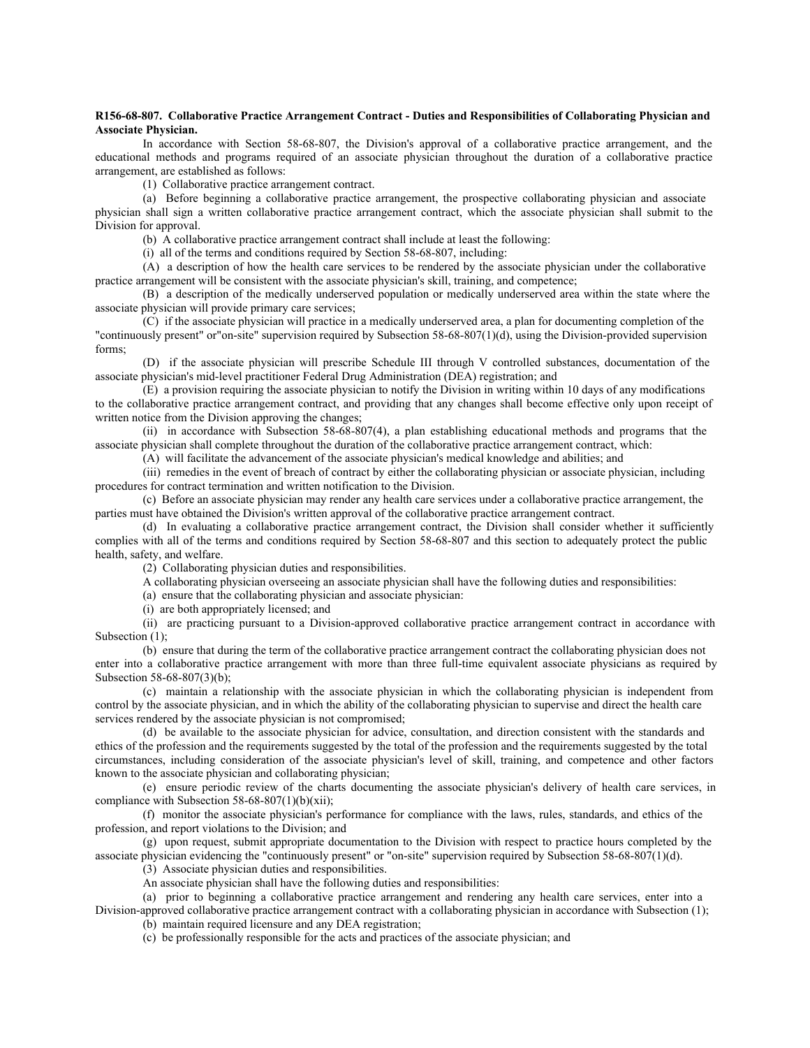**R156-68-807. Collaborative Practice Arrangement Contract - Duties and Responsibilities of Collaborating Physician and Associate Physician.**

In accordance with Section 58-68-807, the Division's approval of a collaborative practice arrangement, and the educational methods and programs required of an associate physician throughout the duration of a collaborative practice arrangement, are established as follows:

(1) Collaborative practice arrangement contract.

(a) Before beginning a collaborative practice arrangement, the prospective collaborating physician and associate physician shall sign a written collaborative practice arrangement contract, which the associate physician shall submit to the Division for approval.

(b) A collaborative practice arrangement contract shall include at least the following:

(i) all of the terms and conditions required by Section 58-68-807, including:

(A) a description of how the health care services to be rendered by the associate physician under the collaborative practice arrangement will be consistent with the associate physician's skill, training, and competence;

(B) a description of the medically underserved population or medically underserved area within the state where the associate physician will provide primary care services;

(C) if the associate physician will practice in a medically underserved area, a plan for documenting completion of the "continuously present" or"on-site" supervision required by Subsection 58-68-807(1)(d), using the Division-provided supervision forms;

(D) if the associate physician will prescribe Schedule III through V controlled substances, documentation of the associate physician's mid-level practitioner Federal Drug Administration (DEA) registration; and

(E) a provision requiring the associate physician to notify the Division in writing within 10 days of any modifications to the collaborative practice arrangement contract, and providing that any changes shall become effective only upon receipt of written notice from the Division approving the changes;

(ii) in accordance with Subsection 58-68-807(4), a plan establishing educational methods and programs that the associate physician shall complete throughout the duration of the collaborative practice arrangement contract, which:

(A) will facilitate the advancement of the associate physician's medical knowledge and abilities; and

(iii) remedies in the event of breach of contract by either the collaborating physician or associate physician, including procedures for contract termination and written notification to the Division.

(c) Before an associate physician may render any health care services under a collaborative practice arrangement, the parties must have obtained the Division's written approval of the collaborative practice arrangement contract.

(d) In evaluating a collaborative practice arrangement contract, the Division shall consider whether it sufficiently complies with all of the terms and conditions required by Section 58-68-807 and this section to adequately protect the public health, safety, and welfare.

(2) Collaborating physician duties and responsibilities.

A collaborating physician overseeing an associate physician shall have the following duties and responsibilities:

(a) ensure that the collaborating physician and associate physician:

(i) are both appropriately licensed; and

(ii) are practicing pursuant to a Division-approved collaborative practice arrangement contract in accordance with Subsection (1);

(b) ensure that during the term of the collaborative practice arrangement contract the collaborating physician does not enter into a collaborative practice arrangement with more than three full-time equivalent associate physicians as required by Subsection 58-68-807(3)(b);

(c) maintain a relationship with the associate physician in which the collaborating physician is independent from control by the associate physician, and in which the ability of the collaborating physician to supervise and direct the health care services rendered by the associate physician is not compromised;

(d) be available to the associate physician for advice, consultation, and direction consistent with the standards and ethics of the profession and the requirements suggested by the total of the profession and the requirements suggested by the total circumstances, including consideration of the associate physician's level of skill, training, and competence and other factors known to the associate physician and collaborating physician;

(e) ensure periodic review of the charts documenting the associate physician's delivery of health care services, in compliance with Subsection 58-68-807(1)(b)(xii);

(f) monitor the associate physician's performance for compliance with the laws, rules, standards, and ethics of the profession, and report violations to the Division; and

(g) upon request, submit appropriate documentation to the Division with respect to practice hours completed by the associate physician evidencing the "continuously present" or "on-site" supervision required by Subsection 58-68-807(1)(d).

(3) Associate physician duties and responsibilities.

An associate physician shall have the following duties and responsibilities:

(a) prior to beginning a collaborative practice arrangement and rendering any health care services, enter into a Division-approved collaborative practice arrangement contract with a collaborating physician in accordance with Subsection (1);

(b) maintain required licensure and any DEA registration;

(c) be professionally responsible for the acts and practices of the associate physician; and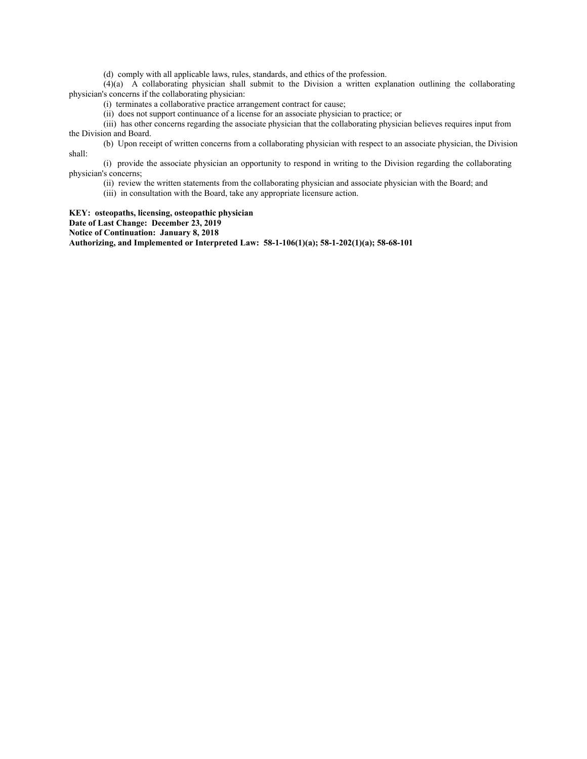(d) comply with all applicable laws, rules, standards, and ethics of the profession.

(4)(a) A collaborating physician shall submit to the Division a written explanation outlining the collaborating physician's concerns if the collaborating physician:

(i) terminates a collaborative practice arrangement contract for cause;

(ii) does not support continuance of a license for an associate physician to practice; or

(iii) has other concerns regarding the associate physician that the collaborating physician believes requires input from the Division and Board.

(b) Upon receipt of written concerns from a collaborating physician with respect to an associate physician, the Division shall:

(i) provide the associate physician an opportunity to respond in writing to the Division regarding the collaborating physician's concerns;

(ii) review the written statements from the collaborating physician and associate physician with the Board; and

(iii) in consultation with the Board, take any appropriate licensure action.

**KEY: osteopaths, licensing, osteopathic physician**
**Date of Last Change: December 23, 2019**
**Notice of Continuation: January 8, 2018**
**Authorizing, and Implemented or Interpreted Law: 58-1-106(1)(a); 58-1-202(1)(a); 58-68-101**